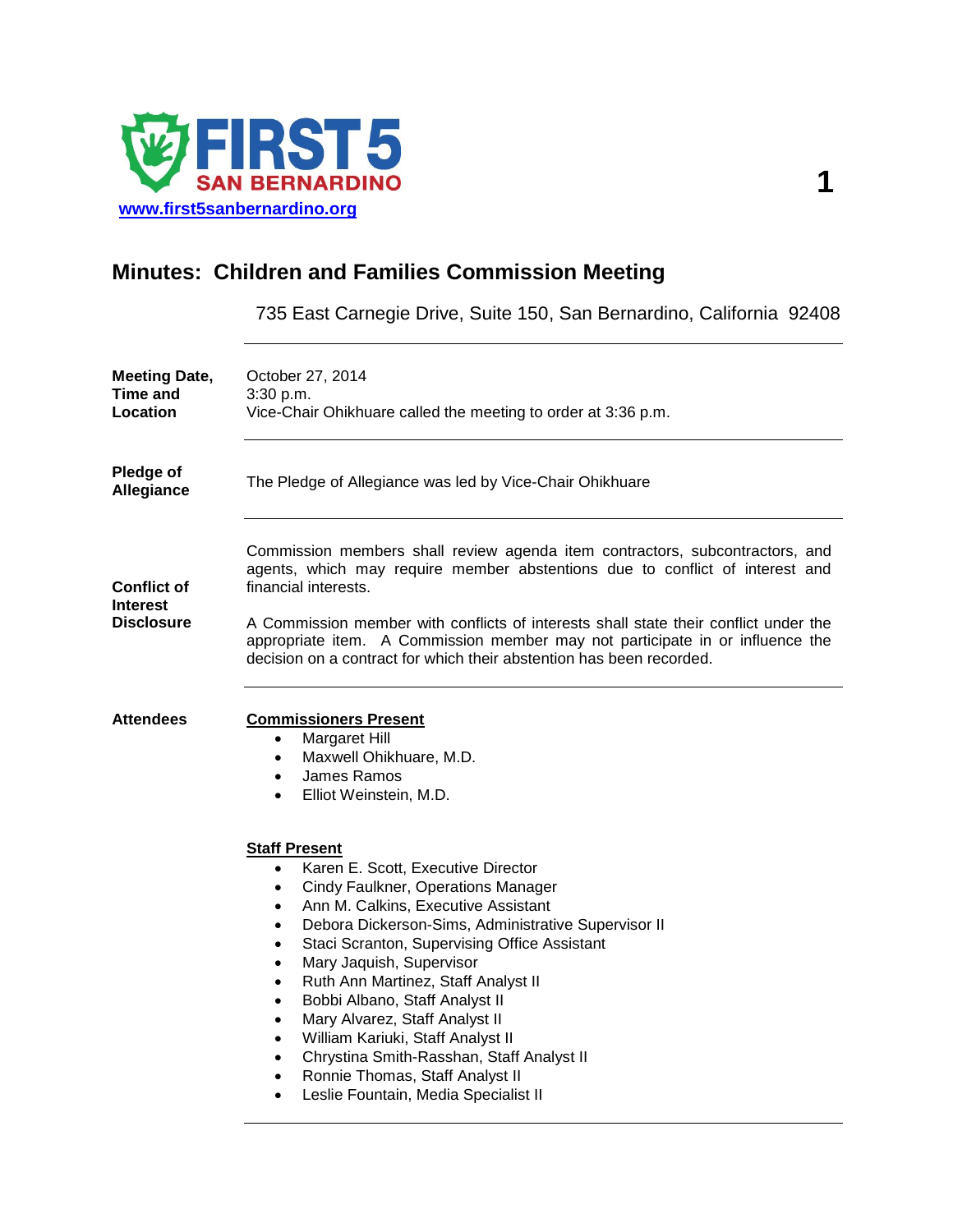FIRST 5 SAN BERNARDINO

www.first5sanbernardino.org

# Minutes: Children and Families Commission Meeting

735 East Carnegie Drive, Suite 150, San Bernardino, California 92408

---

**Meeting Date, Time and Location**

October 27, 2014
3:30 p.m.
Vice-Chair Ohikhuare called the meeting to order at 3:36 p.m.

---

**Pledge of Allegiance**

The Pledge of Allegiance was led by Vice-Chair Ohikhuare

---

**Conflict of Interest Disclosure**

Commission members shall review agenda item contractors, subcontractors, and agents, which may require member abstentions due to conflict of interest and financial interests.

A Commission member with conflicts of interests shall state their conflict under the appropriate item. A Commission member may not participate in or influence the decision on a contract for which their abstention has been recorded.

---

**Attendees**

**Commissioners Present**

- Margaret Hill
- Maxwell Ohikhuare, M.D.
- James Ramos
- Elliot Weinstein, M.D.

**Staff Present**

- Karen E. Scott, Executive Director
- Cindy Faulkner, Operations Manager
- Ann M. Calkins, Executive Assistant
- Debora Dickerson-Sims, Administrative Supervisor II
- Staci Scranton, Supervising Office Assistant
- Mary Jaquish, Supervisor
- Ruth Ann Martinez, Staff Analyst II
- Bobbi Albano, Staff Analyst II
- Mary Alvarez, Staff Analyst II
- William Kariuki, Staff Analyst II
- Chrystina Smith-Rasshan, Staff Analyst II
- Ronnie Thomas, Staff Analyst II
- Leslie Fountain, Media Specialist II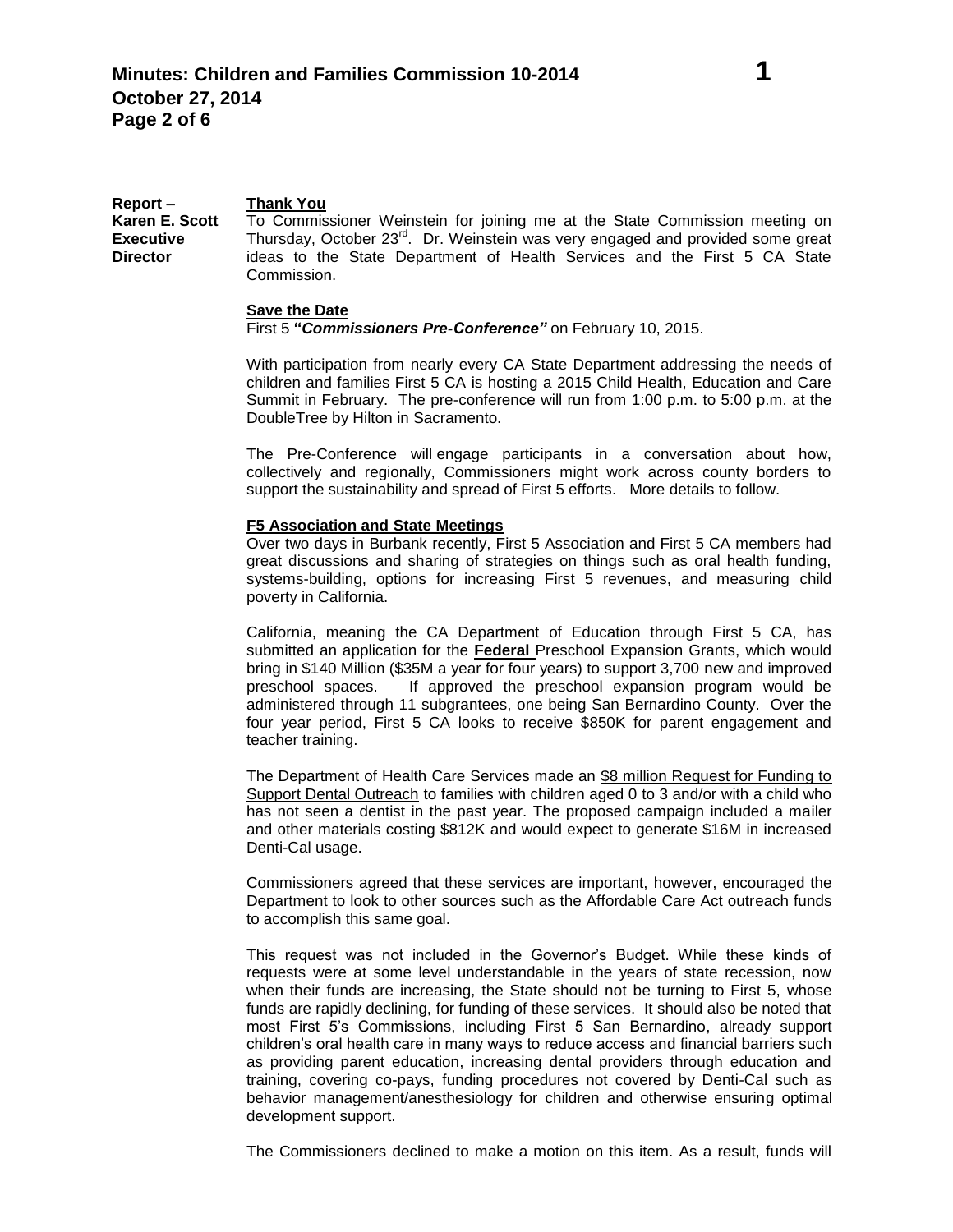**Report – Karen E. Scott Executive Director**

**Thank You**

To Commissioner Weinstein for joining me at the State Commission meeting on Thursday, October 23rd. Dr. Weinstein was very engaged and provided some great ideas to the State Department of Health Services and the First 5 CA State Commission.

**Save the Date**

First 5 **"*Commissioners Pre-Conference"*** on February 10, 2015.

With participation from nearly every CA State Department addressing the needs of children and families First 5 CA is hosting a 2015 Child Health, Education and Care Summit in February. The pre-conference will run from 1:00 p.m. to 5:00 p.m. at the DoubleTree by Hilton in Sacramento.

The Pre-Conference will engage participants in a conversation about how, collectively and regionally, Commissioners might work across county borders to support the sustainability and spread of First 5 efforts. More details to follow.

**F5 Association and State Meetings**

Over two days in Burbank recently, First 5 Association and First 5 CA members had great discussions and sharing of strategies on things such as oral health funding, systems-building, options for increasing First 5 revenues, and measuring child poverty in California.

California, meaning the CA Department of Education through First 5 CA, has submitted an application for the **Federal** Preschool Expansion Grants, which would bring in $140 Million ($35M a year for four years) to support 3,700 new and improved preschool spaces. If approved the preschool expansion program would be administered through 11 subgrantees, one being San Bernardino County. Over the four year period, First 5 CA looks to receive $850K for parent engagement and teacher training.

The Department of Health Care Services made an $8 million Request for Funding to Support Dental Outreach to families with children aged 0 to 3 and/or with a child who has not seen a dentist in the past year. The proposed campaign included a mailer and other materials costing $812K and would expect to generate $16M in increased Denti-Cal usage.

Commissioners agreed that these services are important, however, encouraged the Department to look to other sources such as the Affordable Care Act outreach funds to accomplish this same goal.

This request was not included in the Governor's Budget. While these kinds of requests were at some level understandable in the years of state recession, now when their funds are increasing, the State should not be turning to First 5, whose funds are rapidly declining, for funding of these services. It should also be noted that most First 5's Commissions, including First 5 San Bernardino, already support children's oral health care in many ways to reduce access and financial barriers such as providing parent education, increasing dental providers through education and training, covering co-pays, funding procedures not covered by Denti-Cal such as behavior management/anesthesiology for children and otherwise ensuring optimal development support.

The Commissioners declined to make a motion on this item. As a result, funds will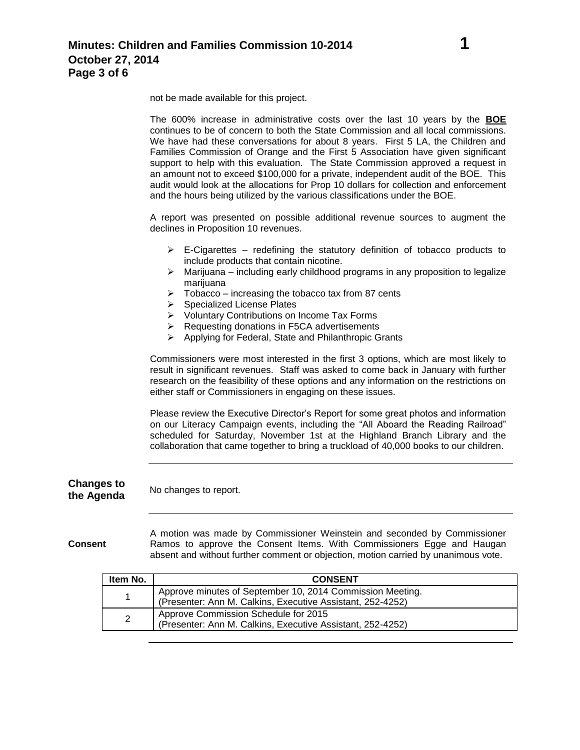not be made available for this project.

The 600% increase in administrative costs over the last 10 years by the **BOE** continues to be of concern to both the State Commission and all local commissions. We have had these conversations for about 8 years. First 5 LA, the Children and Families Commission of Orange and the First 5 Association have given significant support to help with this evaluation. The State Commission approved a request in an amount not to exceed $100,000 for a private, independent audit of the BOE. This audit would look at the allocations for Prop 10 dollars for collection and enforcement and the hours being utilized by the various classifications under the BOE.

A report was presented on possible additional revenue sources to augment the declines in Proposition 10 revenues.

- E-Cigarettes – redefining the statutory definition of tobacco products to include products that contain nicotine.
- Marijuana – including early childhood programs in any proposition to legalize marijuana
- Tobacco – increasing the tobacco tax from 87 cents
- Specialized License Plates
- Voluntary Contributions on Income Tax Forms
- Requesting donations in F5CA advertisements
- Applying for Federal, State and Philanthropic Grants

Commissioners were most interested in the first 3 options, which are most likely to result in significant revenues. Staff was asked to come back in January with further research on the feasibility of these options and any information on the restrictions on either staff or Commissioners in engaging on these issues.

Please review the Executive Director's Report for some great photos and information on our Literacy Campaign events, including the "All Aboard the Reading Railroad" scheduled for Saturday, November 1st at the Highland Branch Library and the collaboration that came together to bring a truckload of 40,000 books to our children.

---

**Changes to the Agenda**

No changes to report.

---

**Consent**

A motion was made by Commissioner Weinstein and seconded by Commissioner Ramos to approve the Consent Items. With Commissioners Egge and Haugan absent and without further comment or objection, motion carried by unanimous vote.

| Item No. | CONSENT |
|---|---|
| 1 | Approve minutes of September 10, 2014 Commission Meeting. (Presenter: Ann M. Calkins, Executive Assistant, 252-4252) |
| 2 | Approve Commission Schedule for 2015 (Presenter: Ann M. Calkins, Executive Assistant, 252-4252) |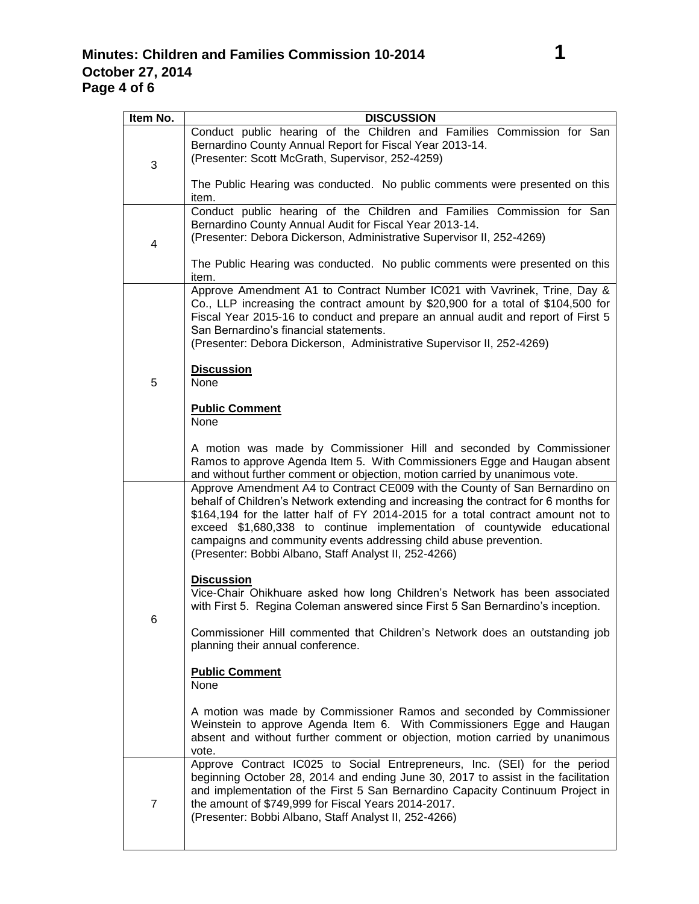| Item No. | DISCUSSION |
|---|---|
| 3 | Conduct public hearing of the Children and Families Commission for San Bernardino County Annual Report for Fiscal Year 2013-14.<br>(Presenter: Scott McGrath, Supervisor, 252-4259)<br><br>The Public Hearing was conducted. No public comments were presented on this item. |
| 4 | Conduct public hearing of the Children and Families Commission for San Bernardino County Annual Audit for Fiscal Year 2013-14.<br>(Presenter: Debora Dickerson, Administrative Supervisor II, 252-4269)<br><br>The Public Hearing was conducted. No public comments were presented on this item. |
| 5 | Approve Amendment A1 to Contract Number IC021 with Vavrinek, Trine, Day & Co., LLP increasing the contract amount by $20,900 for a total of $104,500 for Fiscal Year 2015-16 to conduct and prepare an annual audit and report of First 5 San Bernardino's financial statements.<br>(Presenter: Debora Dickerson, Administrative Supervisor II, 252-4269)<br><br>**Discussion**<br>None<br><br>**Public Comment**<br>None<br><br>A motion was made by Commissioner Hill and seconded by Commissioner Ramos to approve Agenda Item 5. With Commissioners Egge and Haugan absent and without further comment or objection, motion carried by unanimous vote. |
| 6 | Approve Amendment A4 to Contract CE009 with the County of San Bernardino on behalf of Children's Network extending and increasing the contract for 6 months for $164,194 for the latter half of FY 2014-2015 for a total contract amount not to exceed $1,680,338 to continue implementation of countywide educational campaigns and community events addressing child abuse prevention.<br>(Presenter: Bobbi Albano, Staff Analyst II, 252-4266)<br><br>**Discussion**<br>Vice-Chair Ohikhuare asked how long Children's Network has been associated with First 5. Regina Coleman answered since First 5 San Bernardino's inception.<br><br>Commissioner Hill commented that Children's Network does an outstanding job planning their annual conference.<br><br>**Public Comment**<br>None<br><br>A motion was made by Commissioner Ramos and seconded by Commissioner Weinstein to approve Agenda Item 6. With Commissioners Egge and Haugan absent and without further comment or objection, motion carried by unanimous vote. |
| 7 | Approve Contract IC025 to Social Entrepreneurs, Inc. (SEI) for the period beginning October 28, 2014 and ending June 30, 2017 to assist in the facilitation and implementation of the First 5 San Bernardino Capacity Continuum Project in the amount of $749,999 for Fiscal Years 2014-2017.<br>(Presenter: Bobbi Albano, Staff Analyst II, 252-4266) |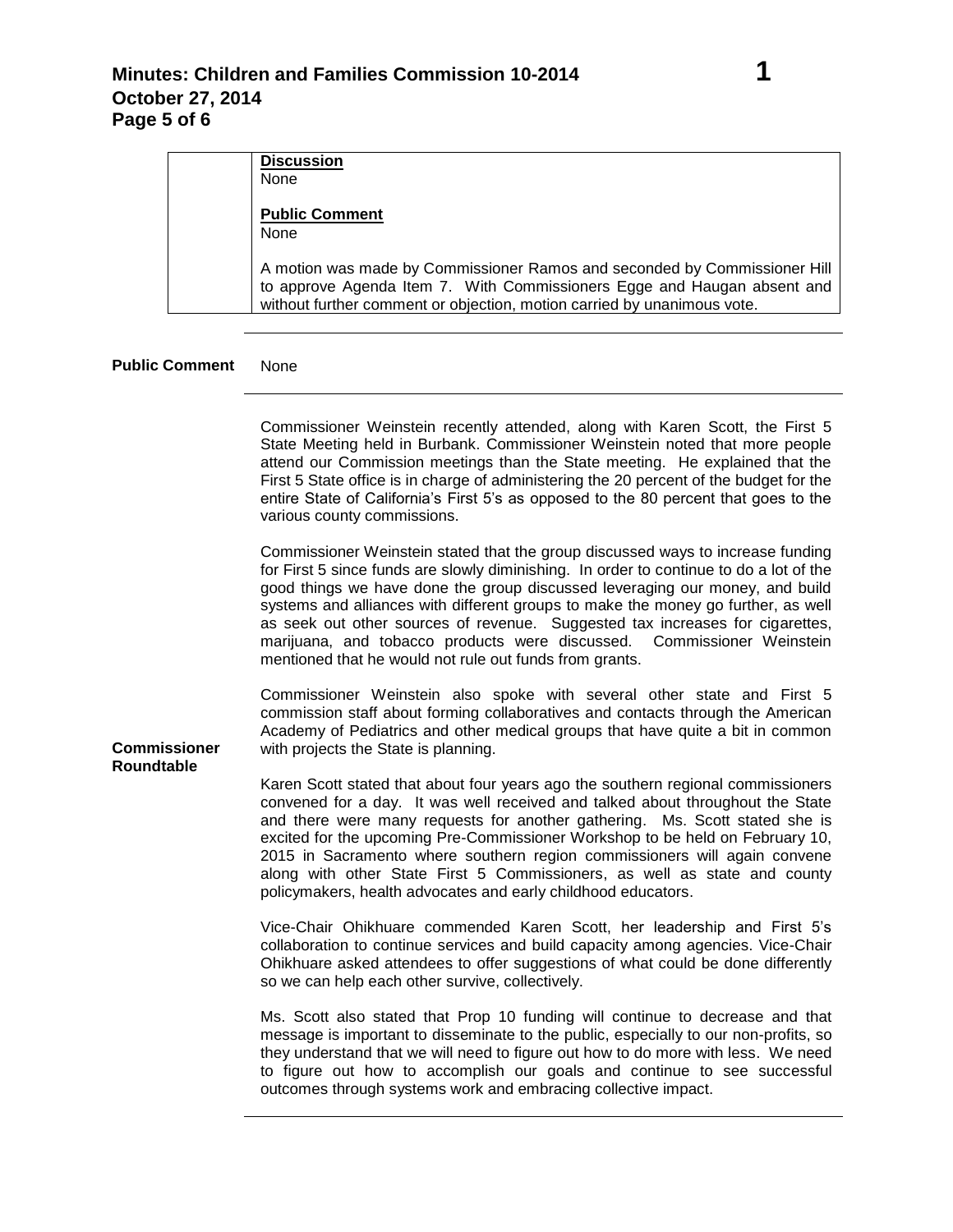**Discussion**
None

**Public Comment**
None

A motion was made by Commissioner Ramos and seconded by Commissioner Hill to approve Agenda Item 7. With Commissioners Egge and Haugan absent and without further comment or objection, motion carried by unanimous vote.

---

**Public Comment** None

---

**Commissioner Roundtable**

Commissioner Weinstein recently attended, along with Karen Scott, the First 5 State Meeting held in Burbank. Commissioner Weinstein noted that more people attend our Commission meetings than the State meeting. He explained that the First 5 State office is in charge of administering the 20 percent of the budget for the entire State of California's First 5's as opposed to the 80 percent that goes to the various county commissions.

Commissioner Weinstein stated that the group discussed ways to increase funding for First 5 since funds are slowly diminishing. In order to continue to do a lot of the good things we have done the group discussed leveraging our money, and build systems and alliances with different groups to make the money go further, as well as seek out other sources of revenue. Suggested tax increases for cigarettes, marijuana, and tobacco products were discussed. Commissioner Weinstein mentioned that he would not rule out funds from grants.

Commissioner Weinstein also spoke with several other state and First 5 commission staff about forming collaboratives and contacts through the American Academy of Pediatrics and other medical groups that have quite a bit in common with projects the State is planning.

Karen Scott stated that about four years ago the southern regional commissioners convened for a day. It was well received and talked about throughout the State and there were many requests for another gathering. Ms. Scott stated she is excited for the upcoming Pre-Commissioner Workshop to be held on February 10, 2015 in Sacramento where southern region commissioners will again convene along with other State First 5 Commissioners, as well as state and county policymakers, health advocates and early childhood educators.

Vice-Chair Ohikhuare commended Karen Scott, her leadership and First 5's collaboration to continue services and build capacity among agencies. Vice-Chair Ohikhuare asked attendees to offer suggestions of what could be done differently so we can help each other survive, collectively.

Ms. Scott also stated that Prop 10 funding will continue to decrease and that message is important to disseminate to the public, especially to our non-profits, so they understand that we will need to figure out how to do more with less. We need to figure out how to accomplish our goals and continue to see successful outcomes through systems work and embracing collective impact.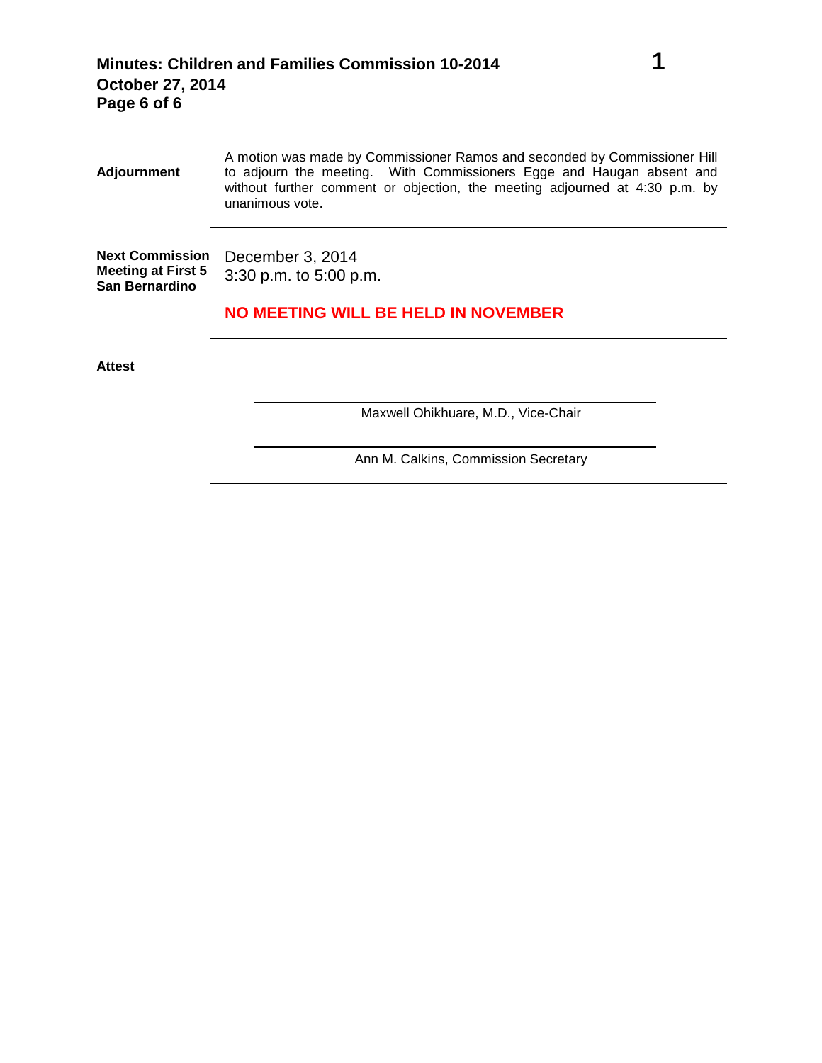**Adjournment**

A motion was made by Commissioner Ramos and seconded by Commissioner Hill to adjourn the meeting. With Commissioners Egge and Haugan absent and without further comment or objection, the meeting adjourned at 4:30 p.m. by unanimous vote.

---

**Next Commission Meeting at First 5 San Bernardino**

December 3, 2014
3:30 p.m. to 5:00 p.m.

**NO MEETING WILL BE HELD IN NOVEMBER**

---

**Attest**

Maxwell Ohikhuare, M.D., Vice-Chair

Ann M. Calkins, Commission Secretary